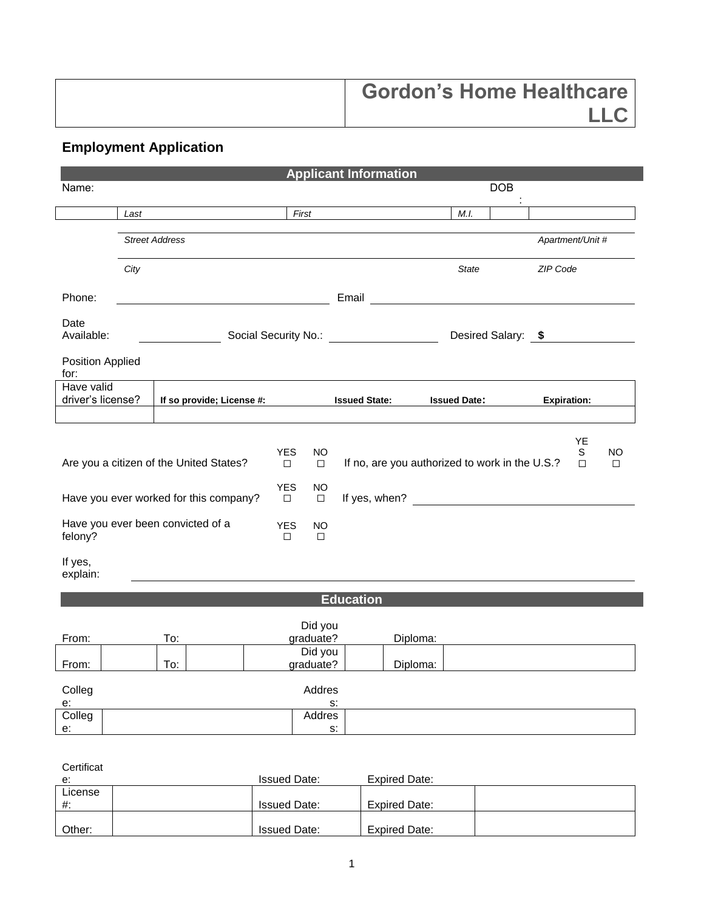# Gordon's Home Healthcare LLC

## Employment Application

### Applicant Information

Name: ______________________ DOB: __________

| | *Last* | *First* | *M.I.* | | |
|---|---|---|---|---|---|

*Street Address* ______________________ *Apartment/Unit #* __________

*City* ______________________ *State* __________ *ZIP Code* __________

Phone: ______________________ Email ______________________

Date Available: __________ Social Security No.: __________ Desired Salary: $ __________

Position Applied for: ______________________

| Have valid driver's license? | **If so provide; License #:** | **Issued State:** | **Issued Date:** | **Expiration:** |
|---|---|---|---|---|
| | | | | |

Are you a citizen of the United States? YES ☐ NO ☐ If no, are you authorized to work in the U.S.? YES ☐ NO ☐

Have you ever worked for this company? YES ☐ NO ☐ If yes, when? ______________________

Have you ever been convicted of a felony? YES ☐ NO ☐

If yes, explain: ______________________

### Education

| From: | | To: | | Did you graduate? | | Diploma: | |
|---|---|---|---|---|---|---|---|
| From: | | To: | | Did you graduate? | | Diploma: | |

| College: | | Address: | |
|---|---|---|---|
| College: | | Address: | |

| Certificate: | | Issued Date: | Expired Date: | |
|---|---|---|---|---|
| License #: | | Issued Date: | Expired Date: | |
| Other: | | Issued Date: | Expired Date: | |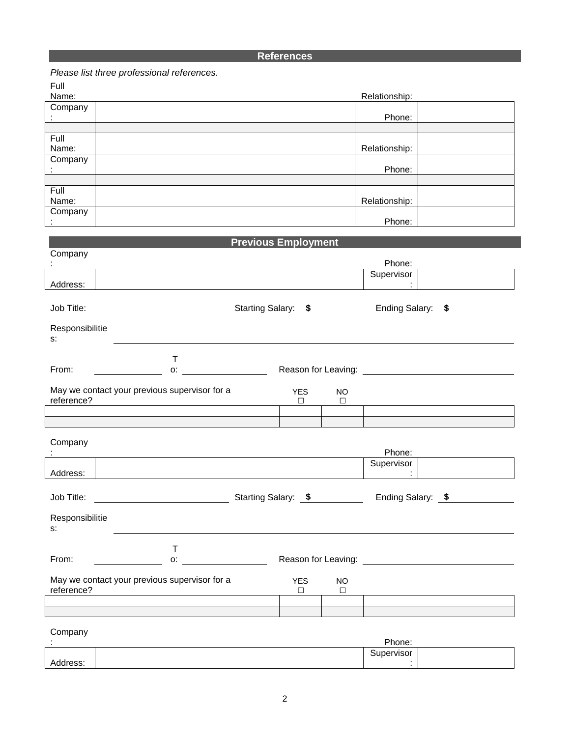## References

*Please list three professional references.*

| | | | |
|---|---|---|---|
| Full Name: | | Relationship: | |
| Company: | | Phone: | |
| | | | |
| Full Name: | | Relationship: | |
| Company: | | Phone: | |
| | | | |
| Full Name: | | Relationship: | |
| Company: | | Phone: | |

## Previous Employment

| | | | |
|---|---|---|---|
| Company: | | Phone: | |
| Address: | | Supervisor: | |

Job Title: Starting Salary: $ Ending Salary: $

Responsibilities: ______________________________

From: ____________ To: ____________ Reason for Leaving: ____________

| May we contact your previous supervisor for a reference? | YES ☐ | NO ☐ | |
|---|---|---|---|
| | | | |
| | | | |

| | | | |
|---|---|---|---|
| Company: | | Phone: | |
| Address: | | Supervisor: | |

Job Title: ____________ Starting Salary: $ ____________ Ending Salary: $ ____________

Responsibilities: ______________________________

From: ____________ To: ____________ Reason for Leaving: ____________

| May we contact your previous supervisor for a reference? | YES ☐ | NO ☐ | |
|---|---|---|---|
| | | | |
| | | | |

| | | | |
|---|---|---|---|
| Company: | | Phone: | |
| Address: | | Supervisor: | |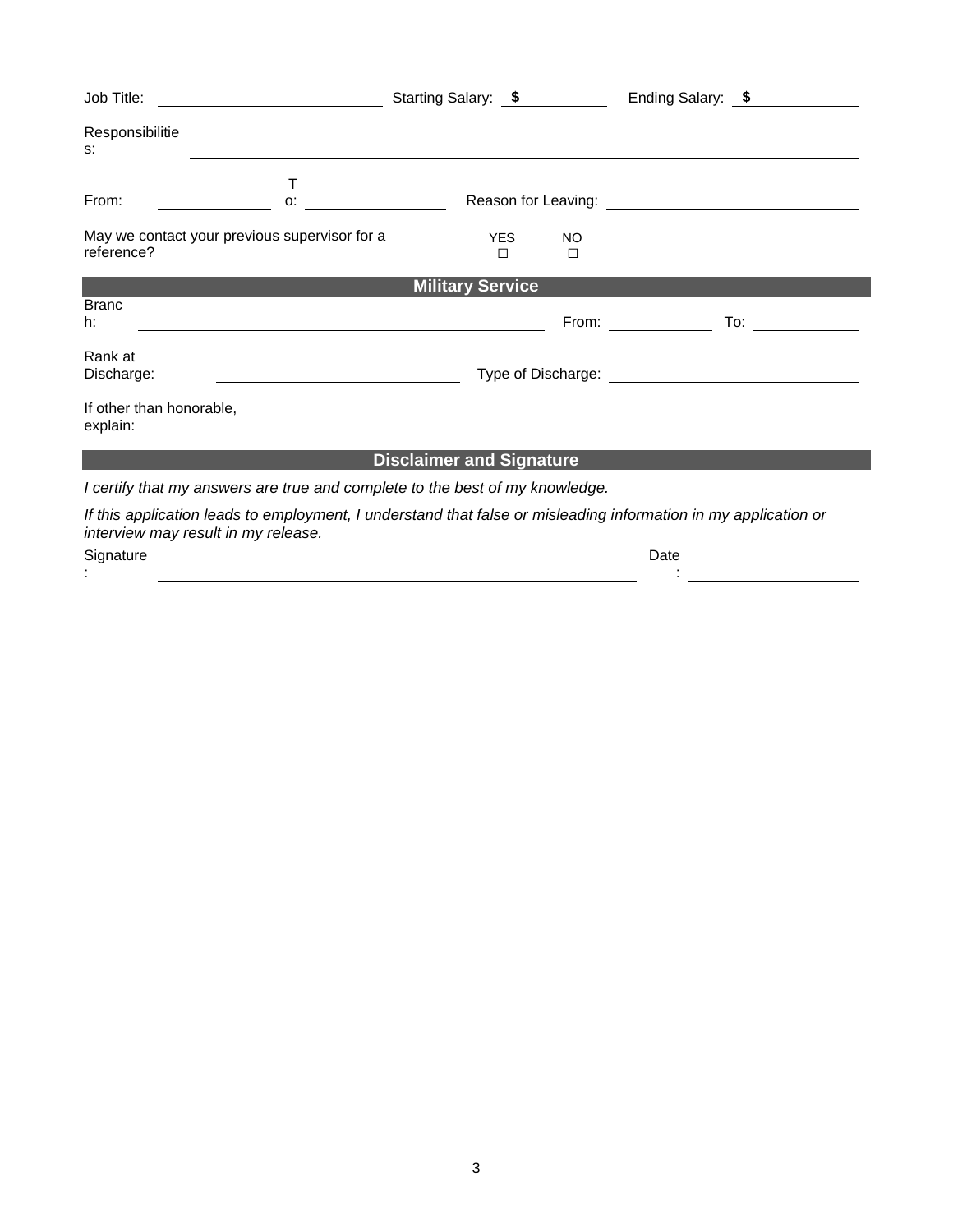Job Title: ______________________ Starting Salary: $__________ Ending Salary: $__________

Responsibilities: ____________________________________________________________

From: __________ To: __________ Reason for Leaving: ______________________

May we contact your previous supervisor for a reference? YES ☐ NO ☐

## Military Service

Branch: ______________________________ From: __________ To: __________

Rank at Discharge: ______________________ Type of Discharge: ______________________

If other than honorable, explain: ____________________________________________

## Disclaimer and Signature

*I certify that my answers are true and complete to the best of my knowledge.*

*If this application leads to employment, I understand that false or misleading information in my application or interview may result in my release.*

Signature: ____________________________________________ Date: __________________